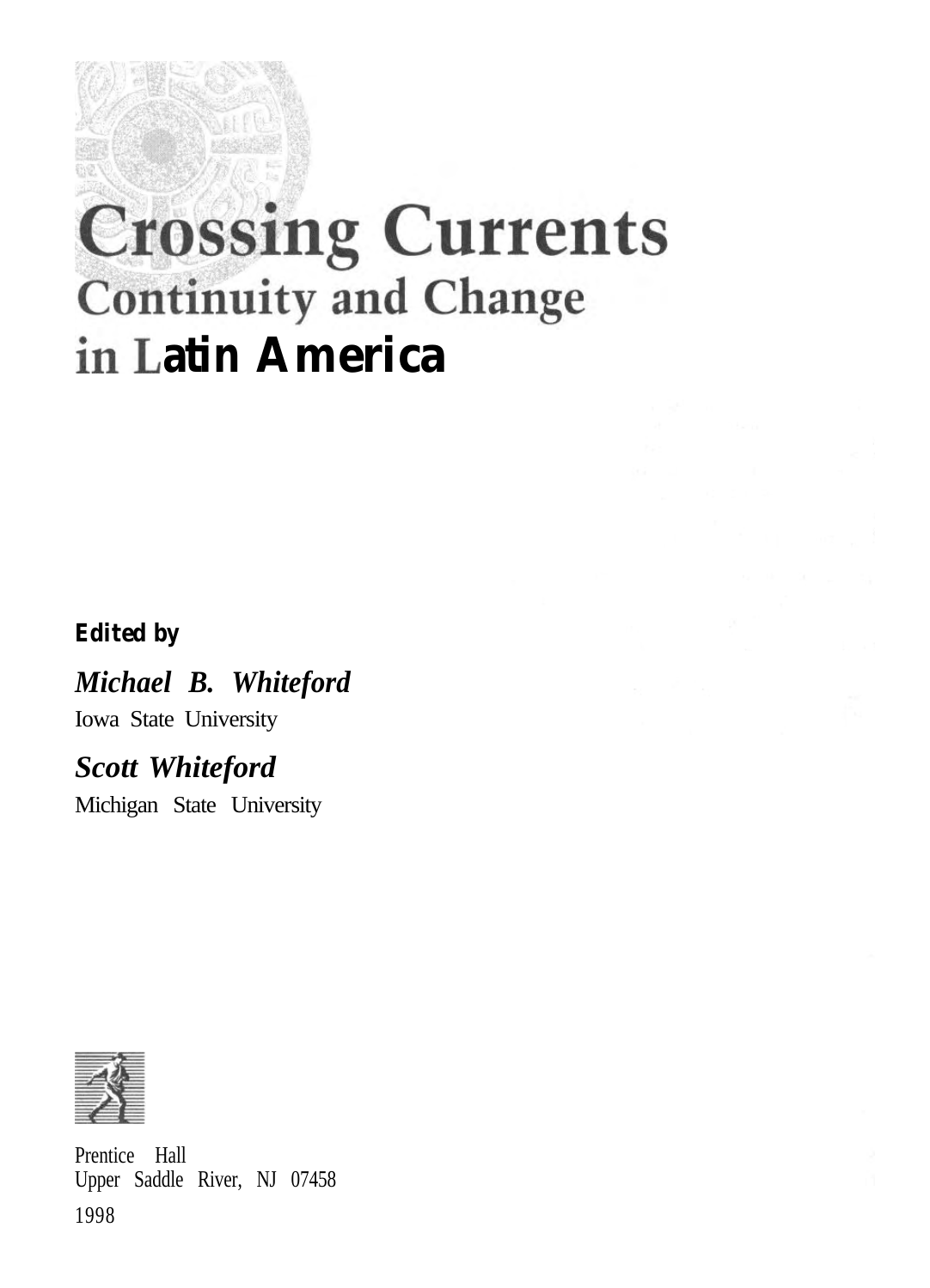# Crossing Currents
## Continuity and Change in Latin America

**Edited by**

***Michael B. Whiteford***
Iowa State University

***Scott Whiteford***
Michigan State University

Prentice Hall
Upper Saddle River, NJ 07458

1998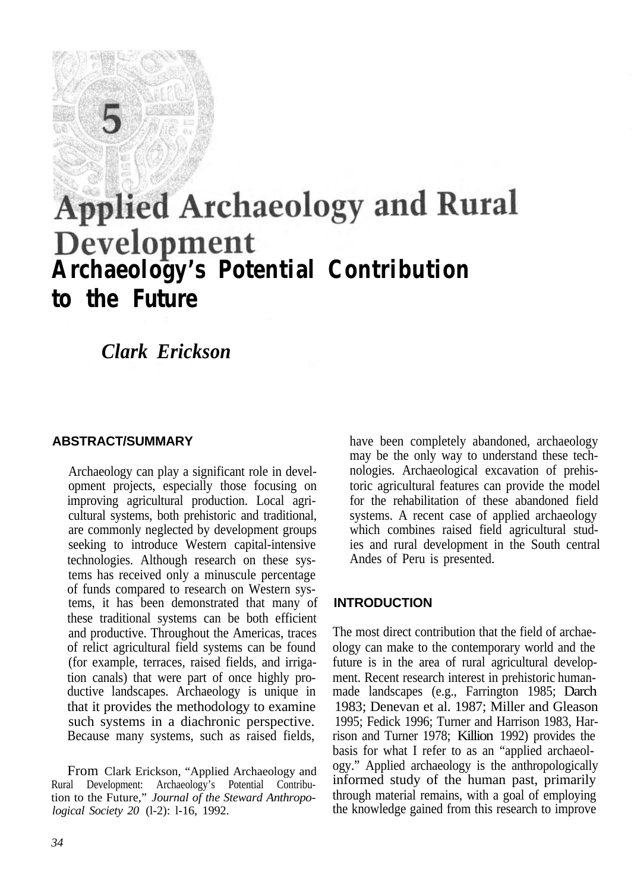# 5

# Applied Archaeology and Rural Development

## Archaeology's Potential Contribution to the Future

*Clark Erickson*

### ABSTRACT/SUMMARY

Archaeology can play a significant role in development projects, especially those focusing on improving agricultural production. Local agricultural systems, both prehistoric and traditional, are commonly neglected by development groups seeking to introduce Western capital-intensive technologies. Although research on these systems has received only a minuscule percentage of funds compared to research on Western systems, it has been demonstrated that many of these traditional systems can be both efficient and productive. Throughout the Americas, traces of relict agricultural field systems can be found (for example, terraces, raised fields, and irrigation canals) that were part of once highly productive landscapes. Archaeology is unique in that it provides the methodology to examine such systems in a diachronic perspective. Because many systems, such as raised fields, have been completely abandoned, archaeology may be the only way to understand these technologies. Archaeological excavation of prehistoric agricultural features can provide the model for the rehabilitation of these abandoned field systems. A recent case of applied archaeology which combines raised field agricultural studies and rural development in the South central Andes of Peru is presented.

From Clark Erickson, "Applied Archaeology and Rural Development: Archaeology's Potential Contribution to the Future," *Journal of the Steward Anthropological Society 20* (l-2): l-16, 1992.

### INTRODUCTION

The most direct contribution that the field of archaeology can make to the contemporary world and the future is in the area of rural agricultural development. Recent research interest in prehistoric human-made landscapes (e.g., Farrington 1985; Darch 1983; Denevan et al. 1987; Miller and Gleason 1995; Fedick 1996; Turner and Harrison 1983, Harrison and Turner 1978; Killion 1992) provides the basis for what I refer to as an "applied archaeology." Applied archaeology is the anthropologically informed study of the human past, primarily through material remains, with a goal of employing the knowledge gained from this research to improve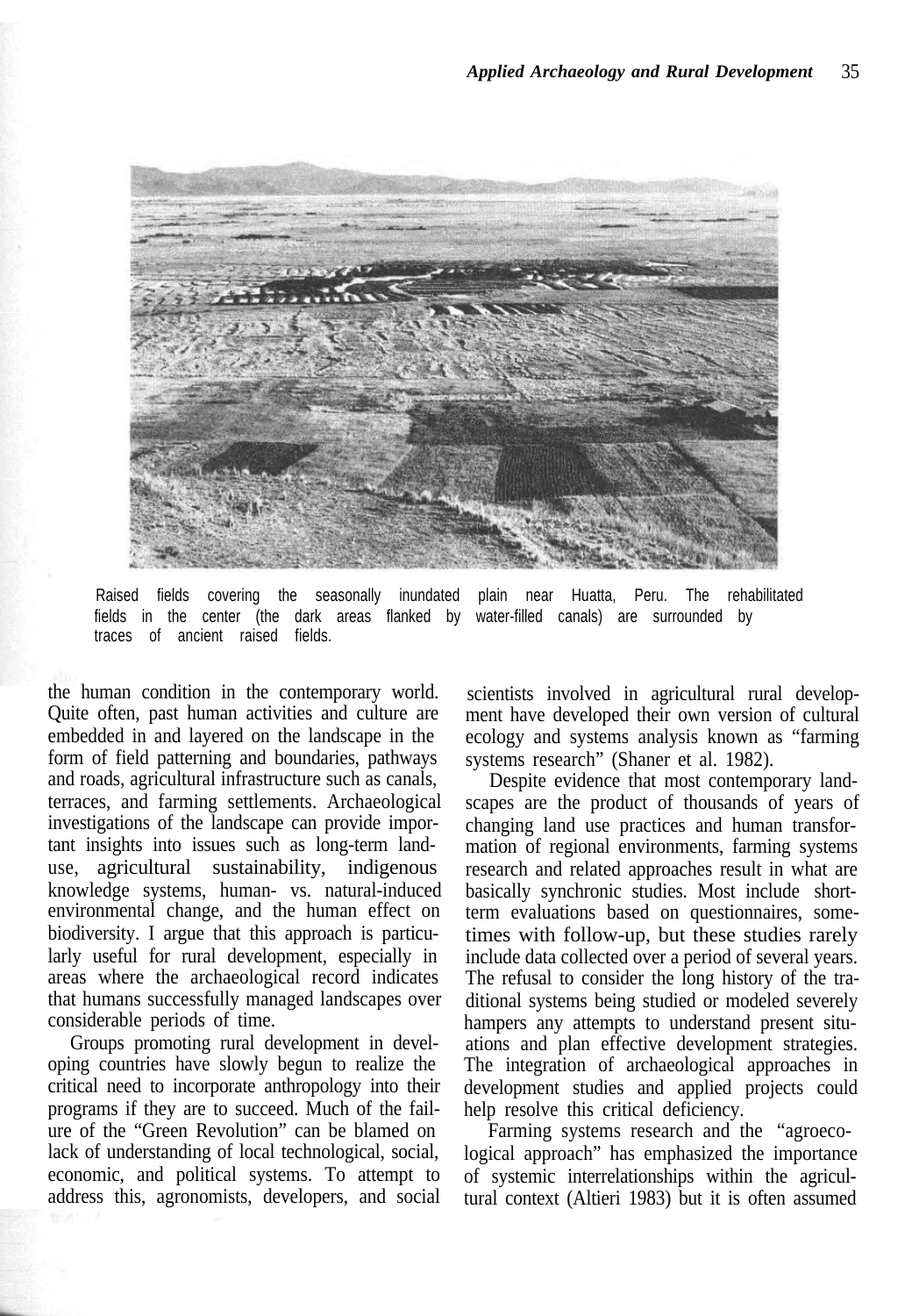Raised fields covering the seasonally inundated plain near Huatta, Peru. The rehabilitated fields in the center (the dark areas flanked by water-filled canals) are surrounded by traces of ancient raised fields.

the human condition in the contemporary world. Quite often, past human activities and culture are embedded in and layered on the landscape in the form of field patterning and boundaries, pathways and roads, agricultural infrastructure such as canals, terraces, and farming settlements. Archaeological investigations of the landscape can provide important insights into issues such as long-term land-use, agricultural sustainability, indigenous knowledge systems, human- vs. natural-induced environmental change, and the human effect on biodiversity. I argue that this approach is particularly useful for rural development, especially in areas where the archaeological record indicates that humans successfully managed landscapes over considerable periods of time.

Groups promoting rural development in developing countries have slowly begun to realize the critical need to incorporate anthropology into their programs if they are to succeed. Much of the failure of the "Green Revolution" can be blamed on lack of understanding of local technological, social, economic, and political systems. To attempt to address this, agronomists, developers, and social scientists involved in agricultural rural development have developed their own version of cultural ecology and systems analysis known as "farming systems research" (Shaner et al. 1982).

Despite evidence that most contemporary landscapes are the product of thousands of years of changing land use practices and human transformation of regional environments, farming systems research and related approaches result in what are basically synchronic studies. Most include short-term evaluations based on questionnaires, sometimes with follow-up, but these studies rarely include data collected over a period of several years. The refusal to consider the long history of the traditional systems being studied or modeled severely hampers any attempts to understand present situations and plan effective development strategies. The integration of archaeological approaches in development studies and applied projects could help resolve this critical deficiency.

Farming systems research and the "agroecological approach" has emphasized the importance of systemic interrelationships within the agricultural context (Altieri 1983) but it is often assumed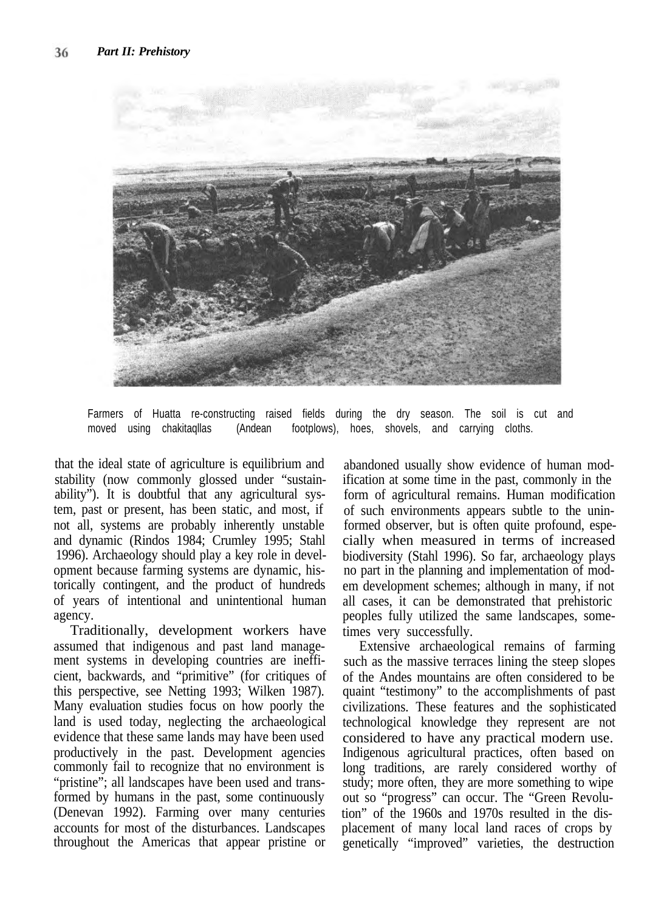Farmers of Huatta re-constructing raised fields during the dry season. The soil is cut and moved using chakitaqllas (Andean footplows), hoes, shovels, and carrying cloths.

that the ideal state of agriculture is equilibrium and stability (now commonly glossed under "sustainability"). It is doubtful that any agricultural system, past or present, has been static, and most, if not all, systems are probably inherently unstable and dynamic (Rindos 1984; Crumley 1995; Stahl 1996). Archaeology should play a key role in development because farming systems are dynamic, historically contingent, and the product of hundreds of years of intentional and unintentional human agency.

Traditionally, development workers have assumed that indigenous and past land management systems in developing countries are inefficient, backwards, and "primitive" (for critiques of this perspective, see Netting 1993; Wilken 1987). Many evaluation studies focus on how poorly the land is used today, neglecting the archaeological evidence that these same lands may have been used productively in the past. Development agencies commonly fail to recognize that no environment is "pristine"; all landscapes have been used and transformed by humans in the past, some continuously (Denevan 1992). Farming over many centuries accounts for most of the disturbances. Landscapes throughout the Americas that appear pristine or abandoned usually show evidence of human modification at some time in the past, commonly in the form of agricultural remains. Human modification of such environments appears subtle to the uninformed observer, but is often quite profound, especially when measured in terms of increased biodiversity (Stahl 1996). So far, archaeology plays no part in the planning and implementation of modem development schemes; although in many, if not all cases, it can be demonstrated that prehistoric peoples fully utilized the same landscapes, sometimes very successfully.

Extensive archaeological remains of farming such as the massive terraces lining the steep slopes of the Andes mountains are often considered to be quaint "testimony" to the accomplishments of past civilizations. These features and the sophisticated technological knowledge they represent are not considered to have any practical modern use. Indigenous agricultural practices, often based on long traditions, are rarely considered worthy of study; more often, they are more something to wipe out so "progress" can occur. The "Green Revolution" of the 1960s and 1970s resulted in the displacement of many local land races of crops by genetically "improved" varieties, the destruction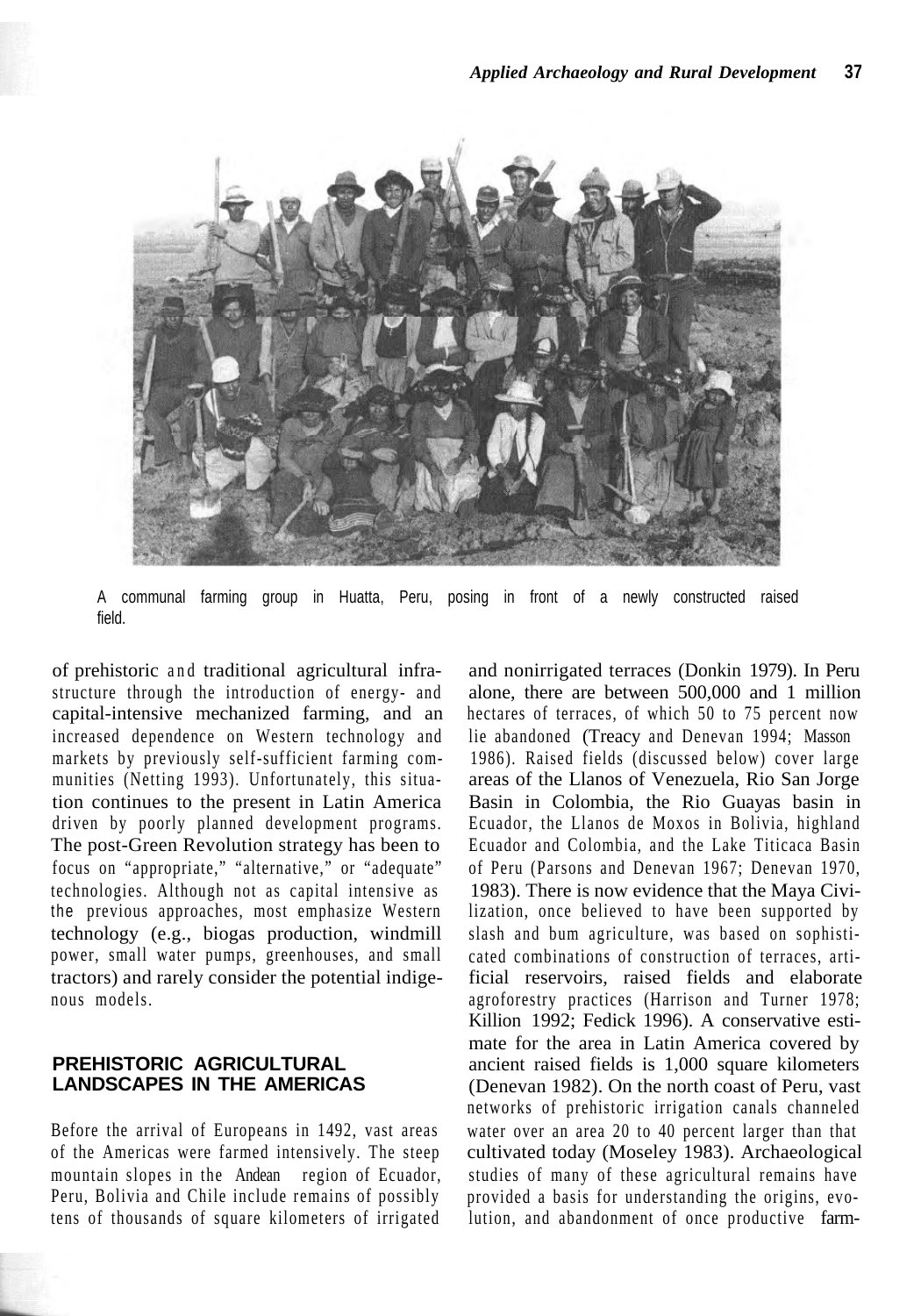A communal farming group in Huatta, Peru, posing in front of a newly constructed raised field.

of prehistoric and traditional agricultural infrastructure through the introduction of energy- and capital-intensive mechanized farming, and an increased dependence on Western technology and markets by previously self-sufficient farming communities (Netting 1993). Unfortunately, this situation continues to the present in Latin America driven by poorly planned development programs. The post-Green Revolution strategy has been to focus on "appropriate," "alternative," or "adequate" technologies. Although not as capital intensive as the previous approaches, most emphasize Western technology (e.g., biogas production, windmill power, small water pumps, greenhouses, and small tractors) and rarely consider the potential indigenous models.

## PREHISTORIC AGRICULTURAL LANDSCAPES IN THE AMERICAS

Before the arrival of Europeans in 1492, vast areas of the Americas were farmed intensively. The steep mountain slopes in the Andean region of Ecuador, Peru, Bolivia and Chile include remains of possibly tens of thousands of square kilometers of irrigated and nonirrigated terraces (Donkin 1979). In Peru alone, there are between 500,000 and 1 million hectares of terraces, of which 50 to 75 percent now lie abandoned (Treacy and Denevan 1994; Masson 1986). Raised fields (discussed below) cover large areas of the Llanos of Venezuela, Rio San Jorge Basin in Colombia, the Rio Guayas basin in Ecuador, the Llanos de Moxos in Bolivia, highland Ecuador and Colombia, and the Lake Titicaca Basin of Peru (Parsons and Denevan 1967; Denevan 1970, 1983). There is now evidence that the Maya Civilization, once believed to have been supported by slash and bum agriculture, was based on sophisticated combinations of construction of terraces, artificial reservoirs, raised fields and elaborate agroforestry practices (Harrison and Turner 1978; Killion 1992; Fedick 1996). A conservative estimate for the area in Latin America covered by ancient raised fields is 1,000 square kilometers (Denevan 1982). On the north coast of Peru, vast networks of prehistoric irrigation canals channeled water over an area 20 to 40 percent larger than that cultivated today (Moseley 1983). Archaeological studies of many of these agricultural remains have provided a basis for understanding the origins, evolution, and abandonment of once productive farm-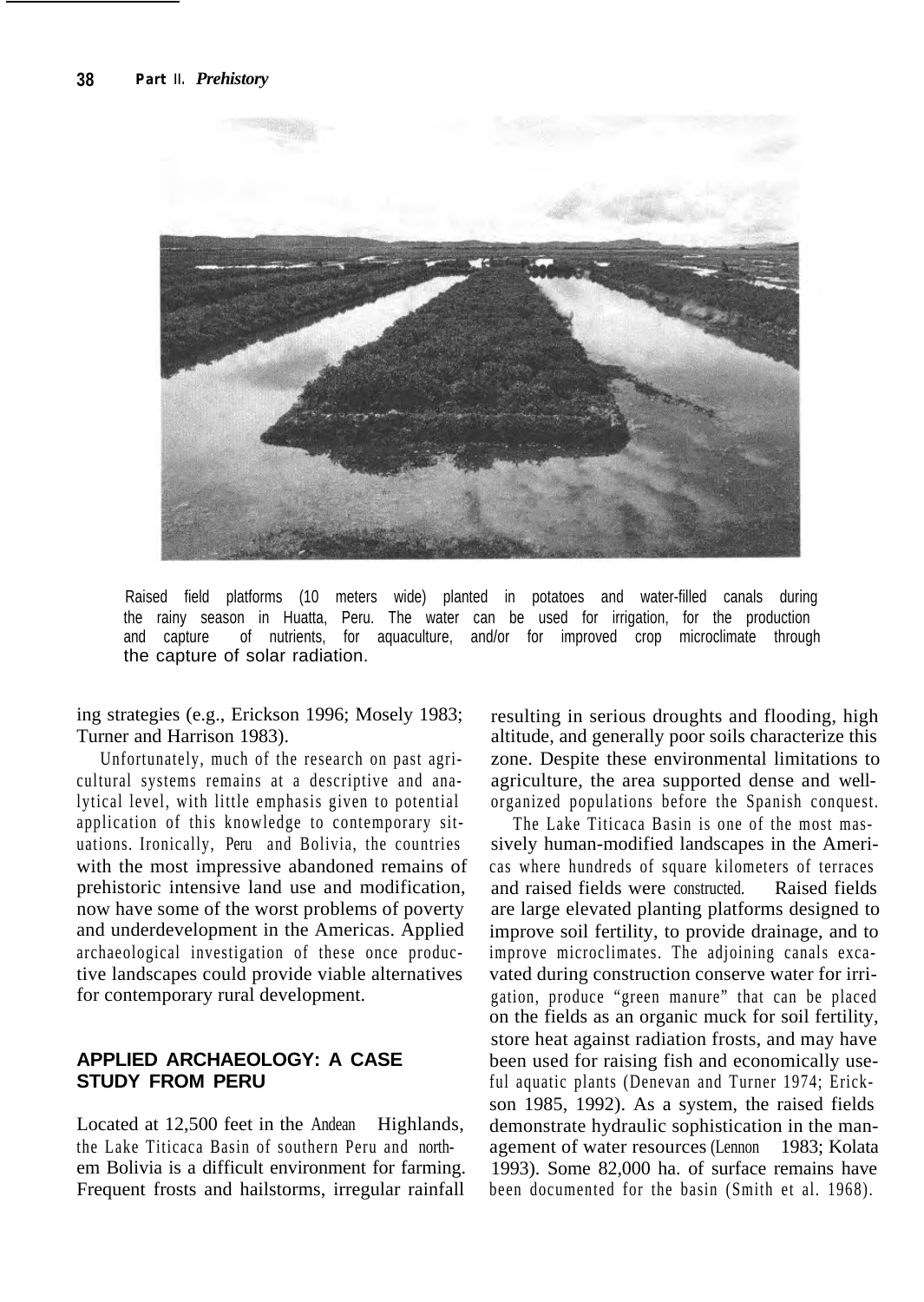Raised field platforms (10 meters wide) planted in potatoes and water-filled canals during the rainy season in Huatta, Peru. The water can be used for irrigation, for the production and capture of nutrients, for aquaculture, and/or for improved crop microclimate through the capture of solar radiation.

ing strategies (e.g., Erickson 1996; Mosely 1983; Turner and Harrison 1983).

Unfortunately, much of the research on past agricultural systems remains at a descriptive and analytical level, with little emphasis given to potential application of this knowledge to contemporary situations. Ironically, Peru and Bolivia, the countries with the most impressive abandoned remains of prehistoric intensive land use and modification, now have some of the worst problems of poverty and underdevelopment in the Americas. Applied archaeological investigation of these once productive landscapes could provide viable alternatives for contemporary rural development.

## APPLIED ARCHAEOLOGY: A CASE STUDY FROM PERU

Located at 12,500 feet in the Andean Highlands, the Lake Titicaca Basin of southern Peru and northern Bolivia is a difficult environment for farming. Frequent frosts and hailstorms, irregular rainfall resulting in serious droughts and flooding, high altitude, and generally poor soils characterize this zone. Despite these environmental limitations to agriculture, the area supported dense and well-organized populations before the Spanish conquest.

The Lake Titicaca Basin is one of the most massively human-modified landscapes in the Americas where hundreds of square kilometers of terraces and raised fields were constructed. Raised fields are large elevated planting platforms designed to improve soil fertility, to provide drainage, and to improve microclimates. The adjoining canals excavated during construction conserve water for irrigation, produce "green manure" that can be placed on the fields as an organic muck for soil fertility, store heat against radiation frosts, and may have been used for raising fish and economically useful aquatic plants (Denevan and Turner 1974; Erickson 1985, 1992). As a system, the raised fields demonstrate hydraulic sophistication in the management of water resources (Lennon 1983; Kolata 1993). Some 82,000 ha. of surface remains have been documented for the basin (Smith et al. 1968).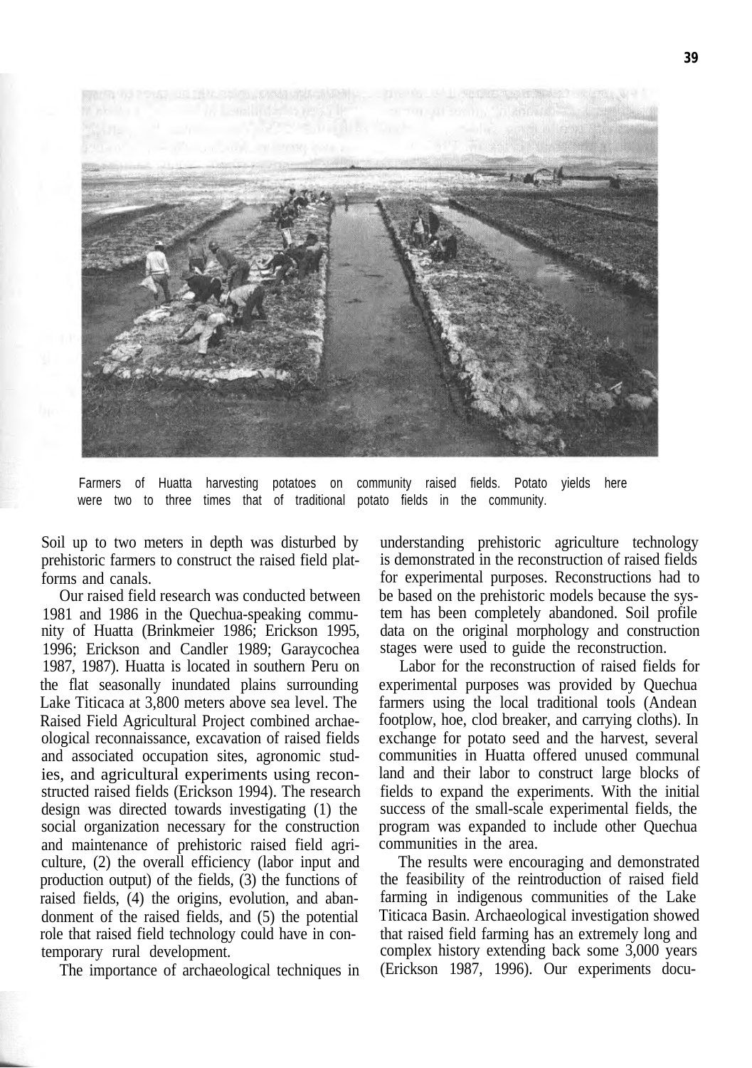Farmers of Huatta harvesting potatoes on community raised fields. Potato yields here were two to three times that of traditional potato fields in the community.

Soil up to two meters in depth was disturbed by prehistoric farmers to construct the raised field platforms and canals.

Our raised field research was conducted between 1981 and 1986 in the Quechua-speaking community of Huatta (Brinkmeier 1986; Erickson 1995, 1996; Erickson and Candler 1989; Garaycochea 1987, 1987). Huatta is located in southern Peru on the flat seasonally inundated plains surrounding Lake Titicaca at 3,800 meters above sea level. The Raised Field Agricultural Project combined archaeological reconnaissance, excavation of raised fields and associated occupation sites, agronomic studies, and agricultural experiments using reconstructed raised fields (Erickson 1994). The research design was directed towards investigating (1) the social organization necessary for the construction and maintenance of prehistoric raised field agriculture, (2) the overall efficiency (labor input and production output) of the fields, (3) the functions of raised fields, (4) the origins, evolution, and abandonment of the raised fields, and (5) the potential role that raised field technology could have in contemporary rural development.

The importance of archaeological techniques in understanding prehistoric agriculture technology is demonstrated in the reconstruction of raised fields for experimental purposes. Reconstructions had to be based on the prehistoric models because the system has been completely abandoned. Soil profile data on the original morphology and construction stages were used to guide the reconstruction.

Labor for the reconstruction of raised fields for experimental purposes was provided by Quechua farmers using the local traditional tools (Andean footplow, hoe, clod breaker, and carrying cloths). In exchange for potato seed and the harvest, several communities in Huatta offered unused communal land and their labor to construct large blocks of fields to expand the experiments. With the initial success of the small-scale experimental fields, the program was expanded to include other Quechua communities in the area.

The results were encouraging and demonstrated the feasibility of the reintroduction of raised field farming in indigenous communities of the Lake Titicaca Basin. Archaeological investigation showed that raised field farming has an extremely long and complex history extending back some 3,000 years (Erickson 1987, 1996). Our experiments docu-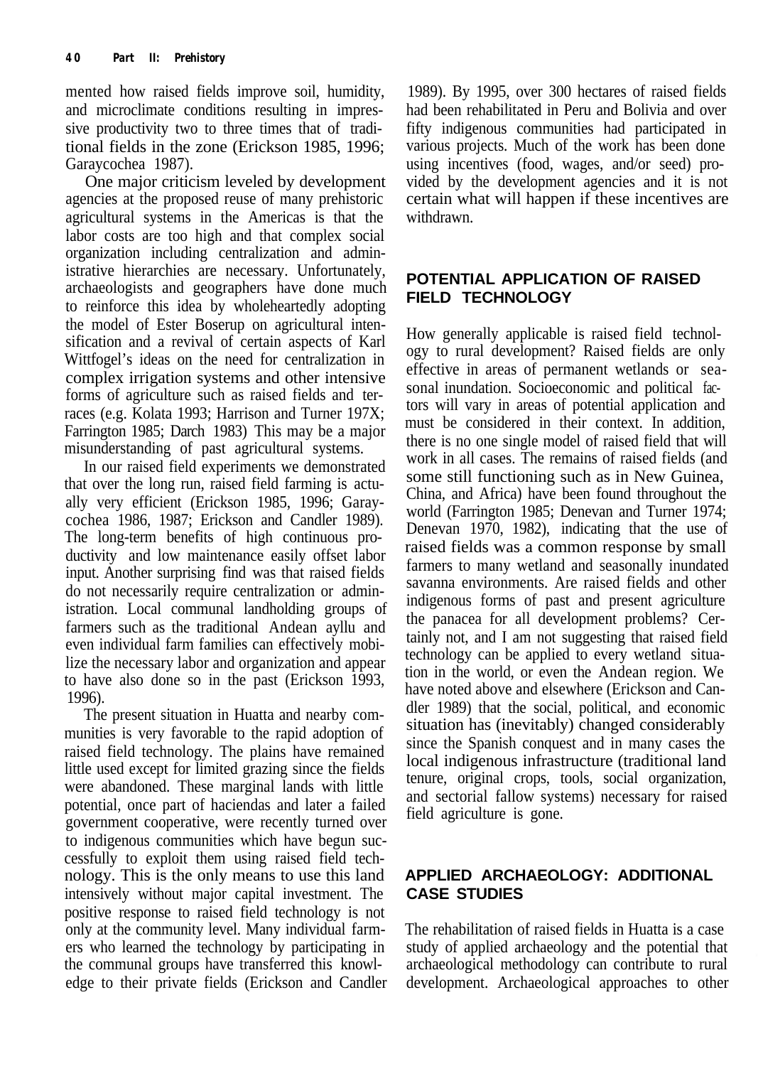mented how raised fields improve soil, humidity, and microclimate conditions resulting in impressive productivity two to three times that of traditional fields in the zone (Erickson 1985, 1996; Garaycochea 1987).

One major criticism leveled by development agencies at the proposed reuse of many prehistoric agricultural systems in the Americas is that the labor costs are too high and that complex social organization including centralization and administrative hierarchies are necessary. Unfortunately, archaeologists and geographers have done much to reinforce this idea by wholeheartedly adopting the model of Ester Boserup on agricultural intensification and a revival of certain aspects of Karl Wittfogel's ideas on the need for centralization in complex irrigation systems and other intensive forms of agriculture such as raised fields and terraces (e.g. Kolata 1993; Harrison and Turner 197X; Farrington 1985; Darch 1983) This may be a major misunderstanding of past agricultural systems.

In our raised field experiments we demonstrated that over the long run, raised field farming is actually very efficient (Erickson 1985, 1996; Garaycochea 1986, 1987; Erickson and Candler 1989). The long-term benefits of high continuous productivity and low maintenance easily offset labor input. Another surprising find was that raised fields do not necessarily require centralization or administration. Local communal landholding groups of farmers such as the traditional Andean ayllu and even individual farm families can effectively mobilize the necessary labor and organization and appear to have also done so in the past (Erickson 1993, 1996).

The present situation in Huatta and nearby communities is very favorable to the rapid adoption of raised field technology. The plains have remained little used except for limited grazing since the fields were abandoned. These marginal lands with little potential, once part of haciendas and later a failed government cooperative, were recently turned over to indigenous communities which have begun successfully to exploit them using raised field technology. This is the only means to use this land intensively without major capital investment. The positive response to raised field technology is not only at the community level. Many individual farmers who learned the technology by participating in the communal groups have transferred this knowledge to their private fields (Erickson and Candler 1989). By 1995, over 300 hectares of raised fields had been rehabilitated in Peru and Bolivia and over fifty indigenous communities had participated in various projects. Much of the work has been done using incentives (food, wages, and/or seed) provided by the development agencies and it is not certain what will happen if these incentives are withdrawn.

## POTENTIAL APPLICATION OF RAISED FIELD TECHNOLOGY

How generally applicable is raised field technology to rural development? Raised fields are only effective in areas of permanent wetlands or seasonal inundation. Socioeconomic and political factors will vary in areas of potential application and must be considered in their context. In addition, there is no one single model of raised field that will work in all cases. The remains of raised fields (and some still functioning such as in New Guinea, China, and Africa) have been found throughout the world (Farrington 1985; Denevan and Turner 1974; Denevan 1970, 1982), indicating that the use of raised fields was a common response by small farmers to many wetland and seasonally inundated savanna environments. Are raised fields and other indigenous forms of past and present agriculture the panacea for all development problems? Certainly not, and I am not suggesting that raised field technology can be applied to every wetland situation in the world, or even the Andean region. We have noted above and elsewhere (Erickson and Candler 1989) that the social, political, and economic situation has (inevitably) changed considerably since the Spanish conquest and in many cases the local indigenous infrastructure (traditional land tenure, original crops, tools, social organization, and sectorial fallow systems) necessary for raised field agriculture is gone.

## APPLIED ARCHAEOLOGY: ADDITIONAL CASE STUDIES

The rehabilitation of raised fields in Huatta is a case study of applied archaeology and the potential that archaeological methodology can contribute to rural development. Archaeological approaches to other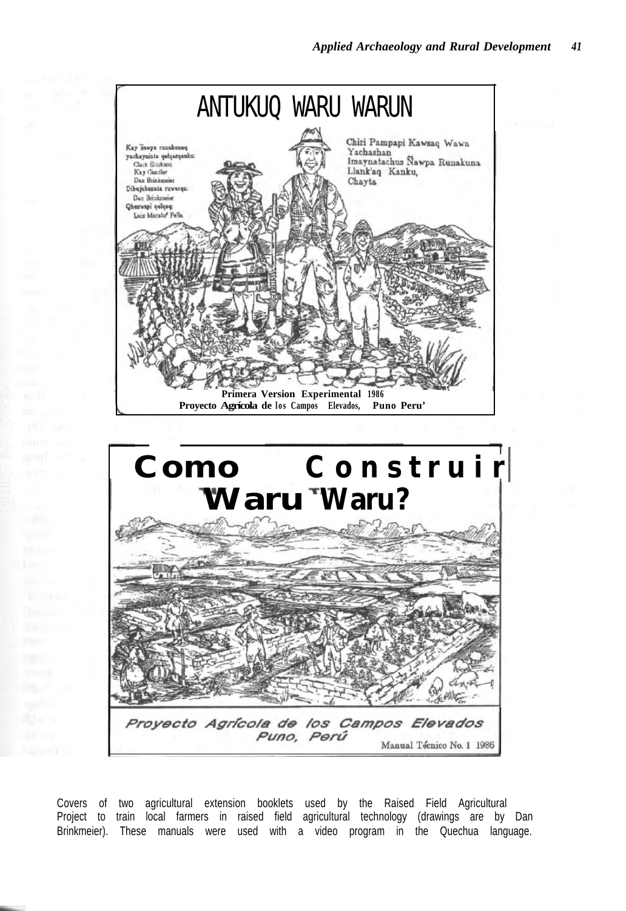ANTUKUQ WARU WARUN

Kay ñawpa runakunaq yachayninta qelqarqanku:
Clark Erickson
Kay Candler
Dan Brinkmeier
Dibujukunata ruwarqa:
Dan Brinkmeier
Qheswapi qelqaq:
Luis Morato Peña

Chiri Pampapi Kawsaq Wawa Yachashan
Imaynatachus Ñawpa Runakuna Llank'aq Kanku,
Chayta

Primera Version Experimental 1986
Proyecto Agrícola de los Campos Elevados, Puno Peru'

**Como Construir Waru Waru?**

*Proyecto Agrícola de los Campos Elevados*
*Puno, Perú*

Manual Técnico No. 1 1986

Covers of two agricultural extension booklets used by the Raised Field Agricultural Project to train local farmers in raised field agricultural technology (drawings are by Dan Brinkmeier). These manuals were used with a video program in the Quechua language.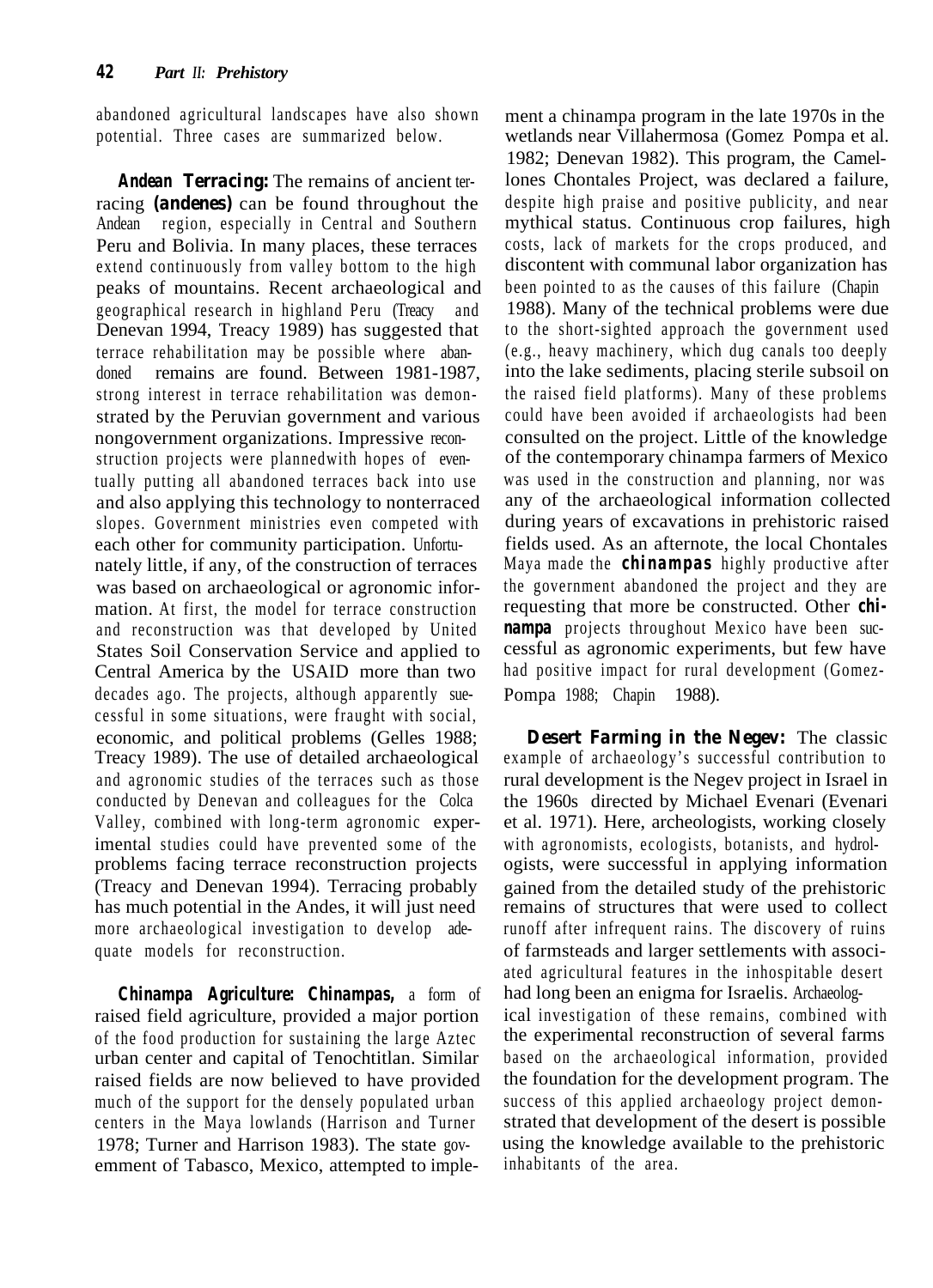abandoned agricultural landscapes have also shown potential. Three cases are summarized below.

**Andean Terracing:** The remains of ancient terracing **(andenes)** can be found throughout the Andean region, especially in Central and Southern Peru and Bolivia. In many places, these terraces extend continuously from valley bottom to the high peaks of mountains. Recent archaeological and geographical research in highland Peru (Treacy and Denevan 1994, Treacy 1989) has suggested that terrace rehabilitation may be possible where abandoned remains are found. Between 1981-1987, strong interest in terrace rehabilitation was demonstrated by the Peruvian government and various nongovernment organizations. Impressive reconstruction projects were plannedwith hopes of eventually putting all abandoned terraces back into use and also applying this technology to nonterraced slopes. Government ministries even competed with each other for community participation. Unfortunately little, if any, of the construction of terraces was based on archaeological or agronomic information. At first, the model for terrace construction and reconstruction was that developed by United States Soil Conservation Service and applied to Central America by the USAID more than two decades ago. The projects, although apparently suecessful in some situations, were fraught with social, economic, and political problems (Gelles 1988; Treacy 1989). The use of detailed archaeological and agronomic studies of the terraces such as those conducted by Denevan and colleagues for the Colca Valley, combined with long-term agronomic experimental studies could have prevented some of the problems facing terrace reconstruction projects (Treacy and Denevan 1994). Terracing probably has much potential in the Andes, it will just need more archaeological investigation to develop adequate models for reconstruction.

**Chinampa Agriculture: Chinampas,** a form of raised field agriculture, provided a major portion of the food production for sustaining the large Aztec urban center and capital of Tenochtitlan. Similar raised fields are now believed to have provided much of the support for the densely populated urban centers in the Maya lowlands (Harrison and Turner 1978; Turner and Harrison 1983). The state govemment of Tabasco, Mexico, attempted to implement a chinampa program in the late 1970s in the wetlands near Villahermosa (Gomez Pompa et al. 1982; Denevan 1982). This program, the Camellones Chontales Project, was declared a failure, despite high praise and positive publicity, and near mythical status. Continuous crop failures, high costs, lack of markets for the crops produced, and discontent with communal labor organization has been pointed to as the causes of this failure (Chapin 1988). Many of the technical problems were due to the short-sighted approach the government used (e.g., heavy machinery, which dug canals too deeply into the lake sediments, placing sterile subsoil on the raised field platforms). Many of these problems could have been avoided if archaeologists had been consulted on the project. Little of the knowledge of the contemporary chinampa farmers of Mexico was used in the construction and planning, nor was any of the archaeological information collected during years of excavations in prehistoric raised fields used. As an afternote, the local Chontales Maya made the **chinampas** highly productive after the government abandoned the project and they are requesting that more be constructed. Other **chinampa** projects throughout Mexico have been successful as agronomic experiments, but few have had positive impact for rural development (Gomez-Pompa 1988; Chapin 1988).

**Desert Farming in the Negev:** The classic example of archaeology's successful contribution to rural development is the Negev project in Israel in the 1960s directed by Michael Evenari (Evenari et al. 1971). Here, archeologists, working closely with agronomists, ecologists, botanists, and hydrologists, were successful in applying information gained from the detailed study of the prehistoric remains of structures that were used to collect runoff after infrequent rains. The discovery of ruins of farmsteads and larger settlements with associated agricultural features in the inhospitable desert had long been an enigma for Israelis. Archaeological investigation of these remains, combined with the experimental reconstruction of several farms based on the archaeological information, provided the foundation for the development program. The success of this applied archaeology project demonstrated that development of the desert is possible using the knowledge available to the prehistoric inhabitants of the area.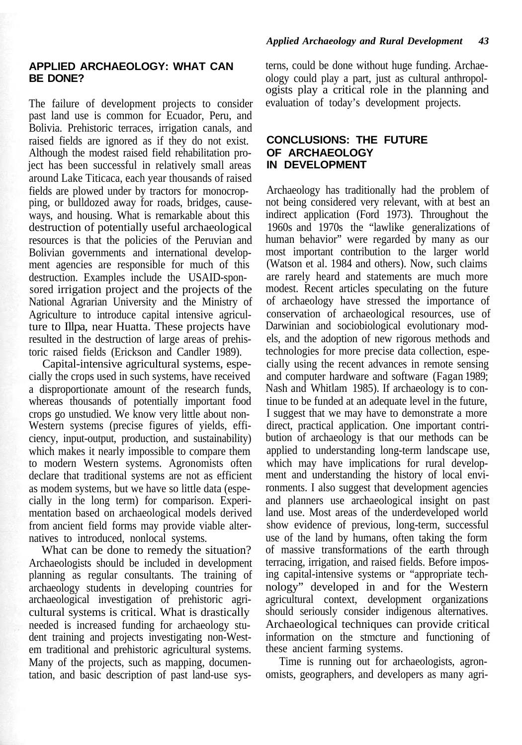## APPLIED ARCHAEOLOGY: WHAT CAN BE DONE?

The failure of development projects to consider past land use is common for Ecuador, Peru, and Bolivia. Prehistoric terraces, irrigation canals, and raised fields are ignored as if they do not exist. Although the modest raised field rehabilitation project has been successful in relatively small areas around Lake Titicaca, each year thousands of raised fields are plowed under by tractors for monocropping, or bulldozed away for roads, bridges, causeways, and housing. What is remarkable about this destruction of potentially useful archaeological resources is that the policies of the Peruvian and Bolivian governments and international development agencies are responsible for much of this destruction. Examples include the USAID-sponsored irrigation project and the projects of the National Agrarian University and the Ministry of Agriculture to introduce capital intensive agriculture to Illpa, near Huatta. These projects have resulted in the destruction of large areas of prehistoric raised fields (Erickson and Candler 1989).

Capital-intensive agricultural systems, especially the crops used in such systems, have received a disproportionate amount of the research funds, whereas thousands of potentially important food crops go unstudied. We know very little about non-Western systems (precise figures of yields, efficiency, input-output, production, and sustainability) which makes it nearly impossible to compare them to modern Western systems. Agronomists often declare that traditional systems are not as efficient as modem systems, but we have so little data (especially in the long term) for comparison. Experimentation based on archaeological models derived from ancient field forms may provide viable alternatives to introduced, nonlocal systems.

What can be done to remedy the situation? Archaeologists should be included in development planning as regular consultants. The training of archaeology students in developing countries for archaeological investigation of prehistoric agricultural systems is critical. What is drastically needed is increased funding for archaeology student training and projects investigating non-Western traditional and prehistoric agricultural systems. Many of the projects, such as mapping, documentation, and basic description of past land-use systems, could be done without huge funding. Archaeology could play a part, just as cultural anthropologists play a critical role in the planning and evaluation of today's development projects.

## CONCLUSIONS: THE FUTURE OF ARCHAEOLOGY IN DEVELOPMENT

Archaeology has traditionally had the problem of not being considered very relevant, with at best an indirect application (Ford 1973). Throughout the 1960s and 1970s the "lawlike generalizations of human behavior" were regarded by many as our most important contribution to the larger world (Watson et al. 1984 and others). Now, such claims are rarely heard and statements are much more modest. Recent articles speculating on the future of archaeology have stressed the importance of conservation of archaeological resources, use of Darwinian and sociobiological evolutionary models, and the adoption of new rigorous methods and technologies for more precise data collection, especially using the recent advances in remote sensing and computer hardware and software (Fagan 1989; Nash and Whitlam 1985). If archaeology is to continue to be funded at an adequate level in the future, I suggest that we may have to demonstrate a more direct, practical application. One important contribution of archaeology is that our methods can be applied to understanding long-term landscape use, which may have implications for rural development and understanding the history of local environments. I also suggest that development agencies and planners use archaeological insight on past land use. Most areas of the underdeveloped world show evidence of previous, long-term, successful use of the land by humans, often taking the form of massive transformations of the earth through terracing, irrigation, and raised fields. Before imposing capital-intensive systems or "appropriate technology" developed in and for the Western agricultural context, development organizations should seriously consider indigenous alternatives. Archaeological techniques can provide critical information on the stmcture and functioning of these ancient farming systems.

Time is running out for archaeologists, agronomists, geographers, and developers as many agri-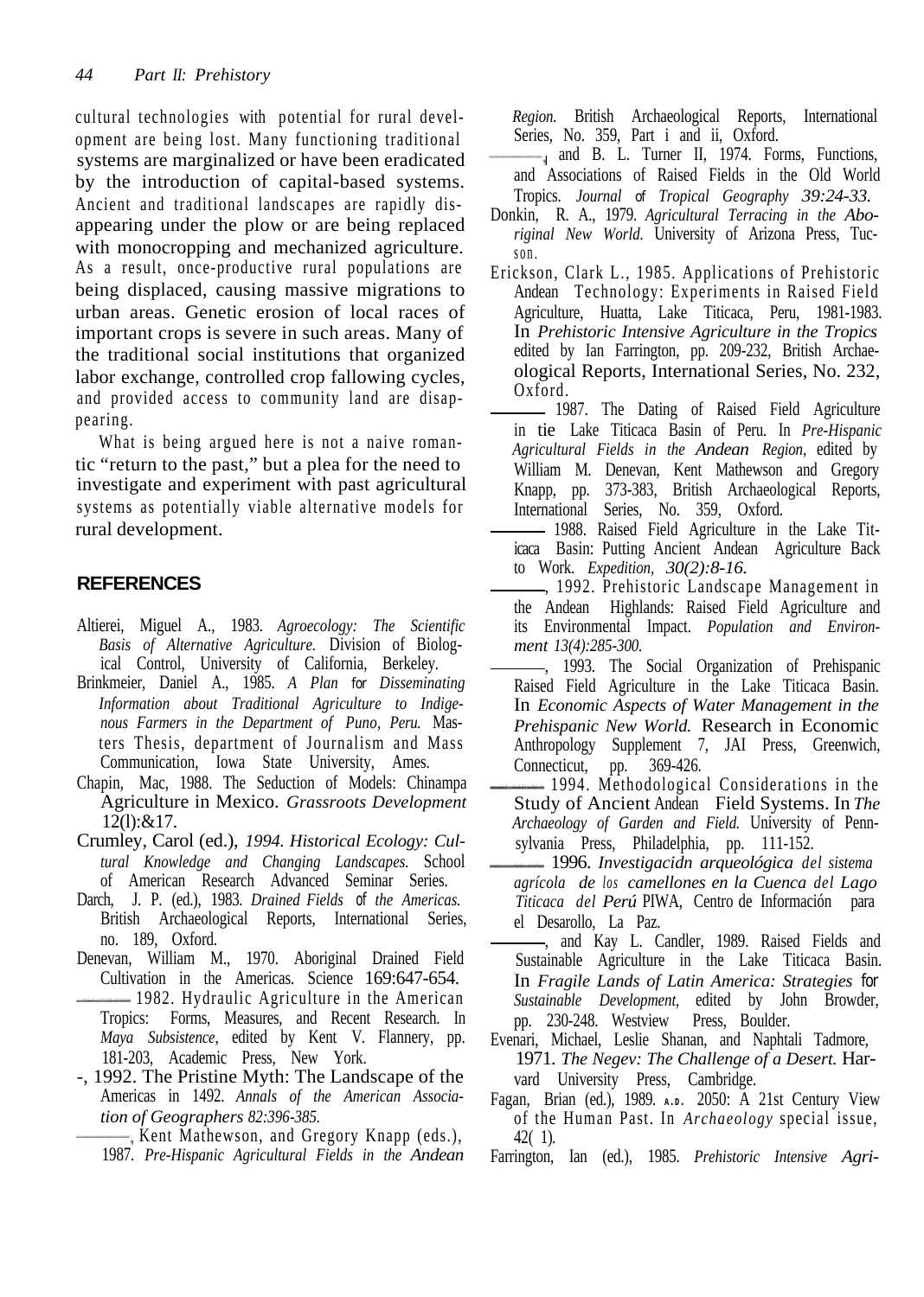cultural technologies with potential for rural development are being lost. Many functioning traditional systems are marginalized or have been eradicated by the introduction of capital-based systems. Ancient and traditional landscapes are rapidly disappearing under the plow or are being replaced with monocropping and mechanized agriculture. As a result, once-productive rural populations are being displaced, causing massive migrations to urban areas. Genetic erosion of local races of important crops is severe in such areas. Many of the traditional social institutions that organized labor exchange, controlled crop fallowing cycles, and provided access to community land are disappearing.

What is being argued here is not a naive romantic "return to the past," but a plea for the need to investigate and experiment with past agricultural systems as potentially viable alternative models for rural development.

## REFERENCES

Altierei, Miguel A., 1983. *Agroecology: The Scientific Basis of Alternative Agriculture.* Division of Biological Control, University of California, Berkeley.

Brinkmeier, Daniel A., 1985. *A Plan for Disseminating Information about Traditional Agriculture to Indigenous Farmers in the Department of Puno, Peru.* Masters Thesis, department of Journalism and Mass Communication, Iowa State University, Ames.

Chapin, Mac, 1988. The Seduction of Models: Chinampa Agriculture in Mexico. *Grassroots Development* 12(l):&17.

Crumley, Carol (ed.), *1994. Historical Ecology: Cultural Knowledge and Changing Landscapes.* School of American Research Advanced Seminar Series.

Darch, J. P. (ed.), 1983. *Drained Fields of the Americas.* British Archaeological Reports, International Series, no. 189, Oxford.

Denevan, William M., 1970. Aboriginal Drained Field Cultivation in the Americas. Science 169:647-654.

——— 1982. Hydraulic Agriculture in the American Tropics: Forms, Measures, and Recent Research. In *Maya Subsistence,* edited by Kent V. Flannery, pp. 181-203, Academic Press, New York.

-, 1992. The Pristine Myth: The Landscape of the Americas in 1492. *Annals of the American Association of Geographers 82:396-385.*

———, Kent Mathewson, and Gregory Knapp (eds.), 1987. *Pre-Hispanic Agricultural Fields in the Andean Region.* British Archaeological Reports, International Series, No. 359, Part i and ii, Oxford.

———, and B. L. Turner II, 1974. Forms, Functions, and Associations of Raised Fields in the Old World Tropics. *Journal of Tropical Geography 39:24-33.*

Donkin, R. A., 1979. *Agricultural Terracing in the Aboriginal New World.* University of Arizona Press, Tucson.

Erickson, Clark L., 1985. Applications of Prehistoric Andean Technology: Experiments in Raised Field Agriculture, Huatta, Lake Titicaca, Peru, 1981-1983. In *Prehistoric Intensive Agriculture in the Tropics* edited by Ian Farrington, pp. 209-232, British Archaeological Reports, International Series, No. 232, Oxford.

——— 1987. The Dating of Raised Field Agriculture in tie Lake Titicaca Basin of Peru. In *Pre-Hispanic Agricultural Fields in the Andean Region,* edited by William M. Denevan, Kent Mathewson and Gregory Knapp, pp. 373-383, British Archaeological Reports, International Series, No. 359, Oxford.

——— 1988. Raised Field Agriculture in the Lake Titicaca Basin: Putting Ancient Andean Agriculture Back to Work. *Expedition, 30(2):8-16.*

———, 1992. Prehistoric Landscape Management in the Andean Highlands: Raised Field Agriculture and its Environmental Impact. *Population and Environment 13(4):285-300.*

———, 1993. The Social Organization of Prehispanic Raised Field Agriculture in the Lake Titicaca Basin. In *Economic Aspects of Water Management in the Prehispanic New World.* Research in Economic Anthropology Supplement 7, JAI Press, Greenwich, Connecticut, pp. 369-426.

——— 1994. Methodological Considerations in the Study of Ancient Andean Field Systems. In *The Archaeology of Garden and Field.* University of Pennsylvania Press, Philadelphia, pp. 111-152.

——— 1996. *Investigacidn arqueológica del sistema agrícola de los camellones en la Cuenca del Lago Titicaca del Perú* PIWA, Centro de Información para el Desarollo, La Paz.

———, and Kay L. Candler, 1989. Raised Fields and Sustainable Agriculture in the Lake Titicaca Basin. In *Fragile Lands of Latin America: Strategies for Sustainable Development,* edited by John Browder, pp. 230-248. Westview Press, Boulder.

Evenari, Michael, Leslie Shanan, and Naphtali Tadmore, 1971. *The Negev: The Challenge of a Desert.* Harvard University Press, Cambridge.

Fagan, Brian (ed.), 1989. A.D. 2050: A 21st Century View of the Human Past. In *Archaeology* special issue, 42( 1).

Farrington, Ian (ed.), 1985. *Prehistoric Intensive Agri-*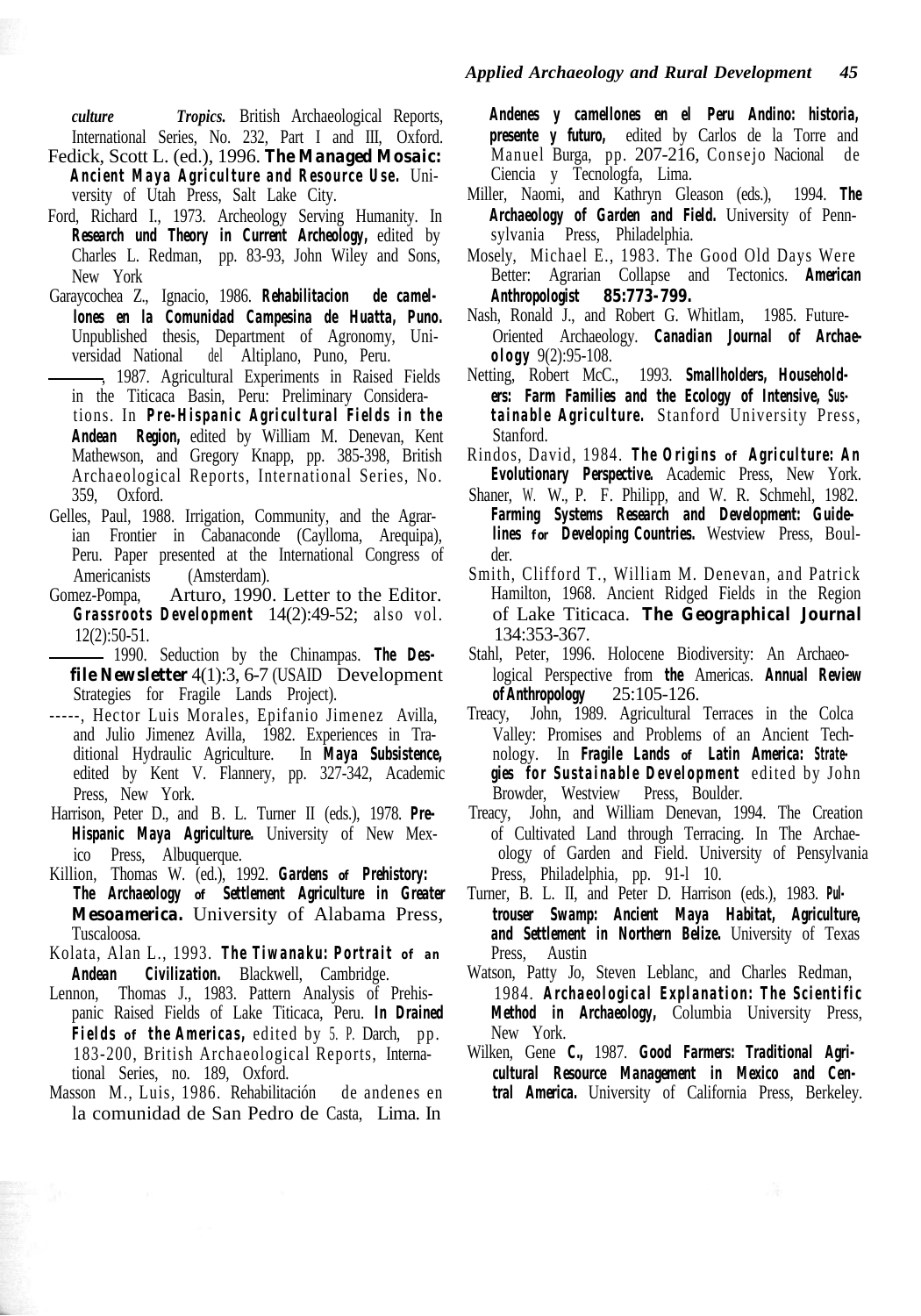*culture Tropics.* British Archaeological Reports, International Series, No. 232, Part I and III, Oxford.

Fedick, Scott L. (ed.), 1996. ***The Managed Mosaic: Ancient Maya Agriculture and Resource Use.*** University of Utah Press, Salt Lake City.

Ford, Richard I., 1973. Archeology Serving Humanity. In ***Research und Theory in Current Archeology,*** edited by Charles L. Redman, pp. 83-93, John Wiley and Sons, New York

Garaycochea Z., Ignacio, 1986. ***Rehabilitacion de camellones en la Comunidad Campesina de Huatta, Puno.*** Unpublished thesis, Department of Agronomy, Universidad National del Altiplano, Puno, Peru.

———, 1987. Agricultural Experiments in Raised Fields in the Titicaca Basin, Peru: Preliminary Considerations. In ***Pre-Hispanic Agricultural Fields in the Andean Region,*** edited by William M. Denevan, Kent Mathewson, and Gregory Knapp, pp. 385-398, British Archaeological Reports, International Series, No. 359, Oxford.

Gelles, Paul, 1988. Irrigation, Community, and the Agrarian Frontier in Cabanaconde (Caylloma, Arequipa), Peru. Paper presented at the International Congress of Americanists (Amsterdam).

Gomez-Pompa, Arturo, 1990. Letter to the Editor. ***Grassroots Development*** 14(2):49-52; also vol. 12(2):50-51.

——— 1990. Seduction by the Chinampas. ***The Desfile Newsletter*** 4(1):3, 6-7 (USAID Development Strategies for Fragile Lands Project).

-----, Hector Luis Morales, Epifanio Jimenez Avilla, and Julio Jimenez Avilla, 1982. Experiences in Traditional Hydraulic Agriculture. In ***Maya Subsistence,*** edited by Kent V. Flannery, pp. 327-342, Academic Press, New York.

Harrison, Peter D., and B. L. Turner II (eds.), 1978. ***Pre-Hispanic Maya Agriculture.*** University of New Mexico Press, Albuquerque.

Killion, Thomas W. (ed.), 1992. ***Gardens of Prehistory: The Archaeology of Settlement Agriculture in Greater Mesoamerica.*** University of Alabama Press, Tuscaloosa.

Kolata, Alan L., 1993. ***The Tiwanaku: Portrait of an Andean Civilization.*** Blackwell, Cambridge.

Lennon, Thomas J., 1983. Pattern Analysis of Prehispanic Raised Fields of Lake Titicaca, Peru. In ***Drained Fields of the Americas,*** edited by J. P. Darch, pp. 183-200, British Archaeological Reports, International Series, no. 189, Oxford.

Masson M., Luis, 1986. Rehabilitación de andenes en la comunidad de San Pedro de Casta, Lima. In ***Andenes y camellones en el Peru Andino: historia, presente y futuro,*** edited by Carlos de la Torre and Manuel Burga, pp. 207-216, Consejo Nacional de Ciencia y Tecnologfa, Lima.

Miller, Naomi, and Kathryn Gleason (eds.), 1994. ***The Archaeology of Garden and Field.*** University of Pennsylvania Press, Philadelphia.

Mosely, Michael E., 1983. The Good Old Days Were Better: Agrarian Collapse and Tectonics. ***American Anthropologist*** **85:773-799.**

Nash, Ronald J., and Robert G. Whitlam, 1985. Future-Oriented Archaeology. ***Canadian Journal of Archaeology*** 9(2):95-108.

Netting, Robert McC., 1993. ***Smallholders, Householders: Farm Families and the Ecology of Intensive, Sustainable Agriculture.*** Stanford University Press, Stanford.

Rindos, David, 1984. ***The Origins of Agriculture: An Evolutionary Perspective.*** Academic Press, New York.

Shaner, W. W., P. F. Philipp, and W. R. Schmehl, 1982. ***Farming Systems Research and Development: Guidelines for Developing Countries.*** Westview Press, Boulder.

Smith, Clifford T., William M. Denevan, and Patrick Hamilton, 1968. Ancient Ridged Fields in the Region of Lake Titicaca. ***The Geographical Journal*** 134:353-367.

Stahl, Peter, 1996. Holocene Biodiversity: An Archaeological Perspective from **the** Americas. ***Annual Review of Anthropology*** 25:105-126.

Treacy, John, 1989. Agricultural Terraces in the Colca Valley: Promises and Problems of an Ancient Technology. In ***Fragile Lands of Latin America: Strategies for Sustainable Development*** edited by John Browder, Westview Press, Boulder.

Treacy, John, and William Denevan, 1994. The Creation of Cultivated Land through Terracing. In The Archaeology of Garden and Field. University of Pensylvania Press, Philadelphia, pp. 91-l 10.

Turner, B. L. II, and Peter D. Harrison (eds.), 1983. ***Pulltrouser Swamp: Ancient Maya Habitat, Agriculture, and Settlement in Northern Belize.*** University of Texas Press, Austin

Watson, Patty Jo, Steven Leblanc, and Charles Redman, 1984. ***Archaeological Explanation: The Scientific Method in Archaeology,*** Columbia University Press, New York.

Wilken, Gene **C.,** 1987. ***Good Farmers: Traditional Agricultural Resource Management in Mexico and Central America.*** University of California Press, Berkeley.